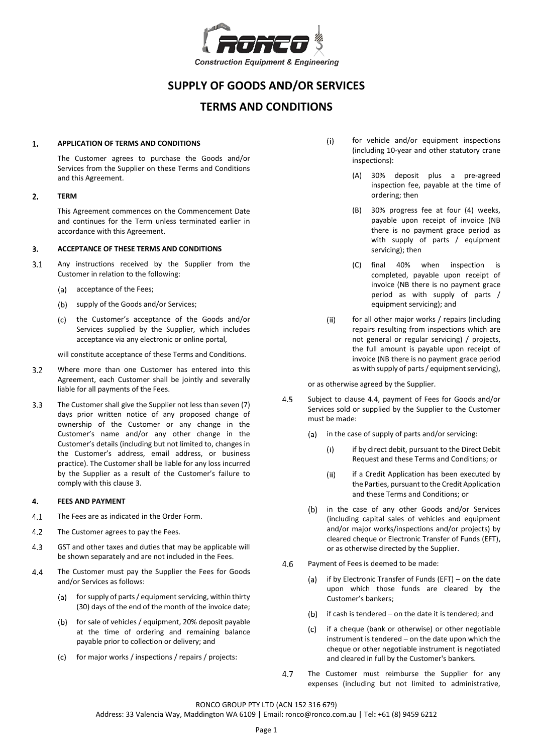# SUPPLY OF GOODS AND/OR SERVICES

# TERMS AND CONDITIONS

## 1. APPLICATION OF TERMS AND CONDITIONS

The Customer agrees to purchase the Goods and/or Services from the Supplier on these Terms and Conditions and this Agreement.

## 2. TERM

This Agreement commences on the Commencement Date and continues for the Term unless terminated earlier in accordance with this Agreement.

## 3. ACCEPTANCE OF THESE TERMS AND CONDITIONS

3.1 Any instructions received by the Supplier from the Customer in relation to the following:

- (a) acceptance of the Fees;
- (b) supply of the Goods and/or Services;
- (c) the Customer's acceptance of the Goods and/or Services supplied by the Supplier, which includes acceptance via any electronic or online portal,

will constitute acceptance of these Terms and Conditions.

3.2 Where more than one Customer has entered into this Agreement, each Customer shall be jointly and severally liable for all payments of the Fees.

3.3 The Customer shall give the Supplier not less than seven (7) days prior written notice of any proposed change of ownership of the Customer or any change in the Customer's name and/or any other change in the Customer's details (including but not limited to, changes in the Customer's address, email address, or business practice). The Customer shall be liable for any loss incurred by the Supplier as a result of the Customer's failure to comply with this clause 3.

## 4. FEES AND PAYMENT

4.1 The Fees are as indicated in the Order Form.

4.2 The Customer agrees to pay the Fees.

4.3 GST and other taxes and duties that may be applicable will be shown separately and are not included in the Fees.

4.4 The Customer must pay the Supplier the Fees for Goods and/or Services as follows:

- (a) for supply of parts / equipment servicing, within thirty (30) days of the end of the month of the invoice date;
- (b) for sale of vehicles / equipment, 20% deposit payable at the time of ordering and remaining balance payable prior to collection or delivery; and
- (c) for major works / inspections / repairs / projects:
  - (i) for vehicle and/or equipment inspections (including 10-year and other statutory crane inspections):
    - (A) 30% deposit plus a pre-agreed inspection fee, payable at the time of ordering; then
    - (B) 30% progress fee at four (4) weeks, payable upon receipt of invoice (NB there is no payment grace period as with supply of parts / equipment servicing); then
    - (C) final 40% when inspection is completed, payable upon receipt of invoice (NB there is no payment grace period as with supply of parts / equipment servicing); and
  - (ii) for all other major works / repairs (including repairs resulting from inspections which are not general or regular servicing) / projects, the full amount is payable upon receipt of invoice (NB there is no payment grace period as with supply of parts / equipment servicing),

or as otherwise agreed by the Supplier.

4.5 Subject to clause 4.4, payment of Fees for Goods and/or Services sold or supplied by the Supplier to the Customer must be made:

- (a) in the case of supply of parts and/or servicing:
  - (i) if by direct debit, pursuant to the Direct Debit Request and these Terms and Conditions; or
  - (ii) if a Credit Application has been executed by the Parties, pursuant to the Credit Application and these Terms and Conditions; or
- (b) in the case of any other Goods and/or Services (including capital sales of vehicles and equipment and/or major works/inspections and/or projects) by cleared cheque or Electronic Transfer of Funds (EFT), or as otherwise directed by the Supplier.

4.6 Payment of Fees is deemed to be made:

- (a) if by Electronic Transfer of Funds (EFT) – on the date upon which those funds are cleared by the Customer's bankers;
- (b) if cash is tendered – on the date it is tendered; and
- (c) if a cheque (bank or otherwise) or other negotiable instrument is tendered – on the date upon which the cheque or other negotiable instrument is negotiated and cleared in full by the Customer's bankers.

4.7 The Customer must reimburse the Supplier for any expenses (including but not limited to administrative,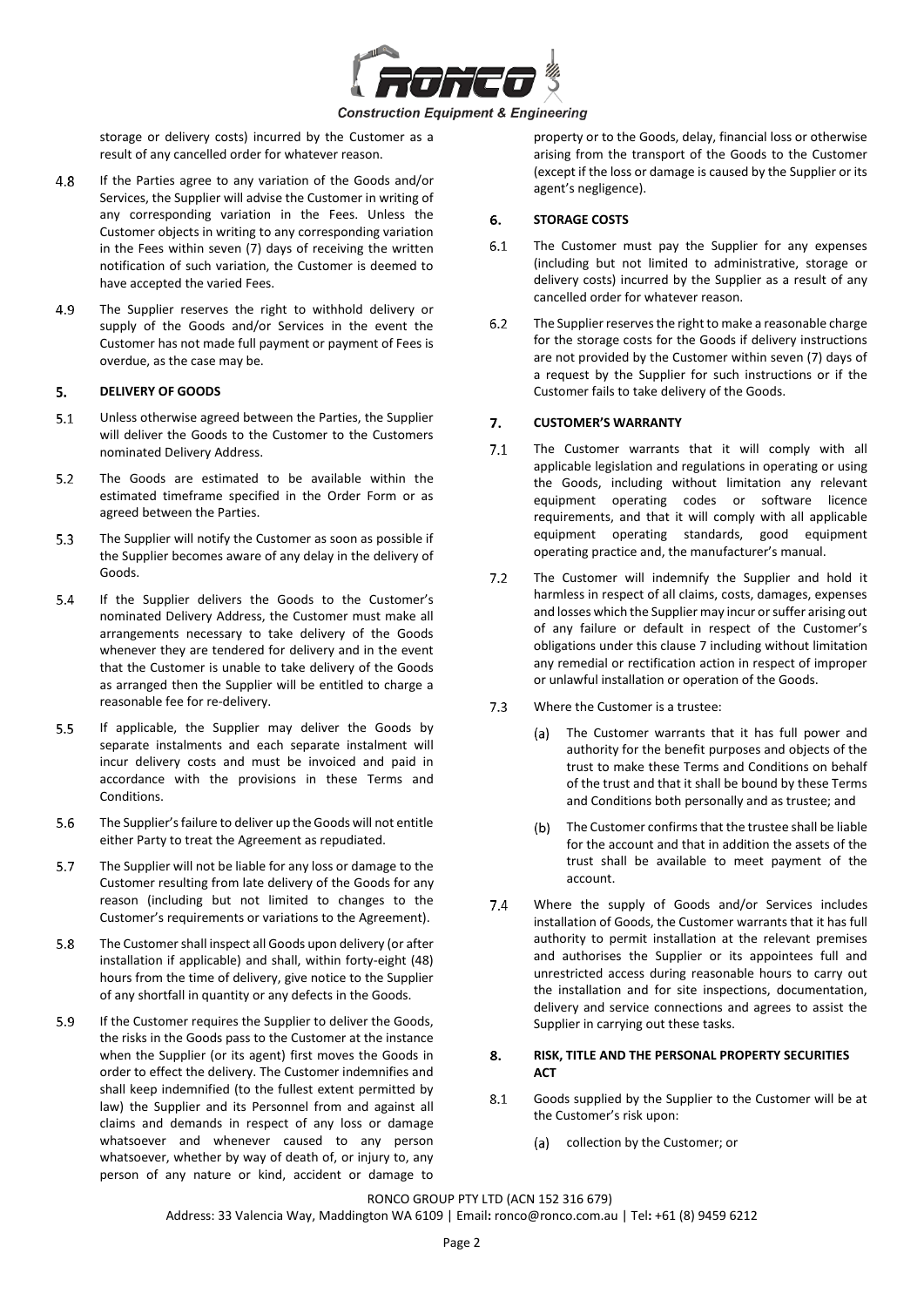storage or delivery costs) incurred by the Customer as a result of any cancelled order for whatever reason.

4.8 If the Parties agree to any variation of the Goods and/or Services, the Supplier will advise the Customer in writing of any corresponding variation in the Fees. Unless the Customer objects in writing to any corresponding variation in the Fees within seven (7) days of receiving the written notification of such variation, the Customer is deemed to have accepted the varied Fees.

4.9 The Supplier reserves the right to withhold delivery or supply of the Goods and/or Services in the event the Customer has not made full payment or payment of Fees is overdue, as the case may be.

## 5. DELIVERY OF GOODS

5.1 Unless otherwise agreed between the Parties, the Supplier will deliver the Goods to the Customer to the Customers nominated Delivery Address.

5.2 The Goods are estimated to be available within the estimated timeframe specified in the Order Form or as agreed between the Parties.

5.3 The Supplier will notify the Customer as soon as possible if the Supplier becomes aware of any delay in the delivery of Goods.

5.4 If the Supplier delivers the Goods to the Customer's nominated Delivery Address, the Customer must make all arrangements necessary to take delivery of the Goods whenever they are tendered for delivery and in the event that the Customer is unable to take delivery of the Goods as arranged then the Supplier will be entitled to charge a reasonable fee for re-delivery.

5.5 If applicable, the Supplier may deliver the Goods by separate instalments and each separate instalment will incur delivery costs and must be invoiced and paid in accordance with the provisions in these Terms and Conditions.

5.6 The Supplier's failure to deliver up the Goods will not entitle either Party to treat the Agreement as repudiated.

5.7 The Supplier will not be liable for any loss or damage to the Customer resulting from late delivery of the Goods for any reason (including but not limited to changes to the Customer's requirements or variations to the Agreement).

5.8 The Customer shall inspect all Goods upon delivery (or after installation if applicable) and shall, within forty-eight (48) hours from the time of delivery, give notice to the Supplier of any shortfall in quantity or any defects in the Goods.

5.9 If the Customer requires the Supplier to deliver the Goods, the risks in the Goods pass to the Customer at the instance when the Supplier (or its agent) first moves the Goods in order to effect the delivery. The Customer indemnifies and shall keep indemnified (to the fullest extent permitted by law) the Supplier and its Personnel from and against all claims and demands in respect of any loss or damage whatsoever and whenever caused to any person whatsoever, whether by way of death of, or injury to, any person of any nature or kind, accident or damage to property or to the Goods, delay, financial loss or otherwise arising from the transport of the Goods to the Customer (except if the loss or damage is caused by the Supplier or its agent's negligence).

## 6. STORAGE COSTS

6.1 The Customer must pay the Supplier for any expenses (including but not limited to administrative, storage or delivery costs) incurred by the Supplier as a result of any cancelled order for whatever reason.

6.2 The Supplier reserves the right to make a reasonable charge for the storage costs for the Goods if delivery instructions are not provided by the Customer within seven (7) days of a request by the Supplier for such instructions or if the Customer fails to take delivery of the Goods.

## 7. CUSTOMER'S WARRANTY

7.1 The Customer warrants that it will comply with all applicable legislation and regulations in operating or using the Goods, including without limitation any relevant equipment operating codes or software licence requirements, and that it will comply with all applicable equipment operating standards, good equipment operating practice and, the manufacturer's manual.

7.2 The Customer will indemnify the Supplier and hold it harmless in respect of all claims, costs, damages, expenses and losses which the Supplier may incur or suffer arising out of any failure or default in respect of the Customer's obligations under this clause 7 including without limitation any remedial or rectification action in respect of improper or unlawful installation or operation of the Goods.

7.3 Where the Customer is a trustee:

(a) The Customer warrants that it has full power and authority for the benefit purposes and objects of the trust to make these Terms and Conditions on behalf of the trust and that it shall be bound by these Terms and Conditions both personally and as trustee; and

(b) The Customer confirms that the trustee shall be liable for the account and that in addition the assets of the trust shall be available to meet payment of the account.

7.4 Where the supply of Goods and/or Services includes installation of Goods, the Customer warrants that it has full authority to permit installation at the relevant premises and authorises the Supplier or its appointees full and unrestricted access during reasonable hours to carry out the installation and for site inspections, documentation, delivery and service connections and agrees to assist the Supplier in carrying out these tasks.

## 8. RISK, TITLE AND THE PERSONAL PROPERTY SECURITIES ACT

8.1 Goods supplied by the Supplier to the Customer will be at the Customer's risk upon:

(a) collection by the Customer; or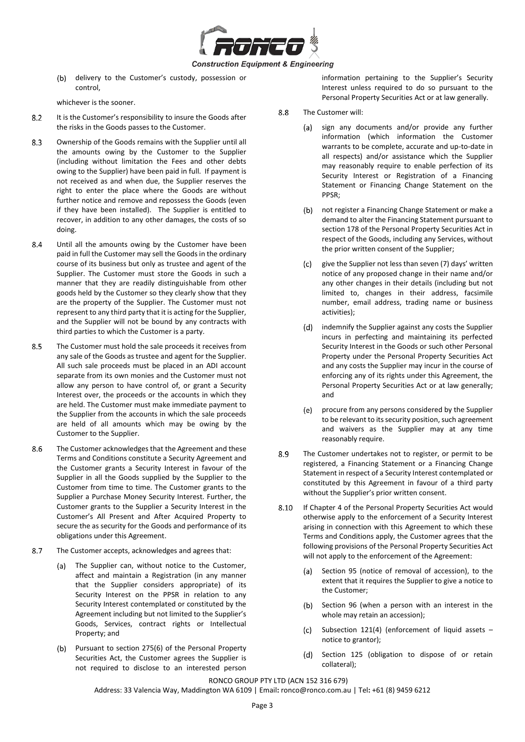(b) delivery to the Customer's custody, possession or control,

whichever is the sooner.

8.2 It is the Customer's responsibility to insure the Goods after the risks in the Goods passes to the Customer.

8.3 Ownership of the Goods remains with the Supplier until all the amounts owing by the Customer to the Supplier (including without limitation the Fees and other debts owing to the Supplier) have been paid in full. If payment is not received as and when due, the Supplier reserves the right to enter the place where the Goods are without further notice and remove and repossess the Goods (even if they have been installed). The Supplier is entitled to recover, in addition to any other damages, the costs of so doing.

8.4 Until all the amounts owing by the Customer have been paid in full the Customer may sell the Goods in the ordinary course of its business but only as trustee and agent of the Supplier. The Customer must store the Goods in such a manner that they are readily distinguishable from other goods held by the Customer so they clearly show that they are the property of the Supplier. The Customer must not represent to any third party that it is acting for the Supplier, and the Supplier will not be bound by any contracts with third parties to which the Customer is a party.

8.5 The Customer must hold the sale proceeds it receives from any sale of the Goods as trustee and agent for the Supplier. All such sale proceeds must be placed in an ADI account separate from its own monies and the Customer must not allow any person to have control of, or grant a Security Interest over, the proceeds or the accounts in which they are held. The Customer must make immediate payment to the Supplier from the accounts in which the sale proceeds are held of all amounts which may be owing by the Customer to the Supplier.

8.6 The Customer acknowledges that the Agreement and these Terms and Conditions constitute a Security Agreement and the Customer grants a Security Interest in favour of the Supplier in all the Goods supplied by the Supplier to the Customer from time to time. The Customer grants to the Supplier a Purchase Money Security Interest. Further, the Customer grants to the Supplier a Security Interest in the Customer's All Present and After Acquired Property to secure the as security for the Goods and performance of its obligations under this Agreement.

8.7 The Customer accepts, acknowledges and agrees that:

(a) The Supplier can, without notice to the Customer, affect and maintain a Registration (in any manner that the Supplier considers appropriate) of its Security Interest on the PPSR in relation to any Security Interest contemplated or constituted by the Agreement including but not limited to the Supplier's Goods, Services, contract rights or Intellectual Property; and

(b) Pursuant to section 275(6) of the Personal Property Securities Act, the Customer agrees the Supplier is not required to disclose to an interested person information pertaining to the Supplier's Security Interest unless required to do so pursuant to the Personal Property Securities Act or at law generally.

8.8 The Customer will:

(a) sign any documents and/or provide any further information (which information the Customer warrants to be complete, accurate and up-to-date in all respects) and/or assistance which the Supplier may reasonably require to enable perfection of its Security Interest or Registration of a Financing Statement or Financing Change Statement on the PPSR;

(b) not register a Financing Change Statement or make a demand to alter the Financing Statement pursuant to section 178 of the Personal Property Securities Act in respect of the Goods, including any Services, without the prior written consent of the Supplier;

(c) give the Supplier not less than seven (7) days' written notice of any proposed change in their name and/or any other changes in their details (including but not limited to, changes in their address, facsimile number, email address, trading name or business activities);

(d) indemnify the Supplier against any costs the Supplier incurs in perfecting and maintaining its perfected Security Interest in the Goods or such other Personal Property under the Personal Property Securities Act and any costs the Supplier may incur in the course of enforcing any of its rights under this Agreement, the Personal Property Securities Act or at law generally; and

(e) procure from any persons considered by the Supplier to be relevant to its security position, such agreement and waivers as the Supplier may at any time reasonably require.

8.9 The Customer undertakes not to register, or permit to be registered, a Financing Statement or a Financing Change Statement in respect of a Security Interest contemplated or constituted by this Agreement in favour of a third party without the Supplier's prior written consent.

8.10 If Chapter 4 of the Personal Property Securities Act would otherwise apply to the enforcement of a Security Interest arising in connection with this Agreement to which these Terms and Conditions apply, the Customer agrees that the following provisions of the Personal Property Securities Act will not apply to the enforcement of the Agreement:

(a) Section 95 (notice of removal of accession), to the extent that it requires the Supplier to give a notice to the Customer;

(b) Section 96 (when a person with an interest in the whole may retain an accession);

(c) Subsection 121(4) (enforcement of liquid assets – notice to grantor);

(d) Section 125 (obligation to dispose of or retain collateral);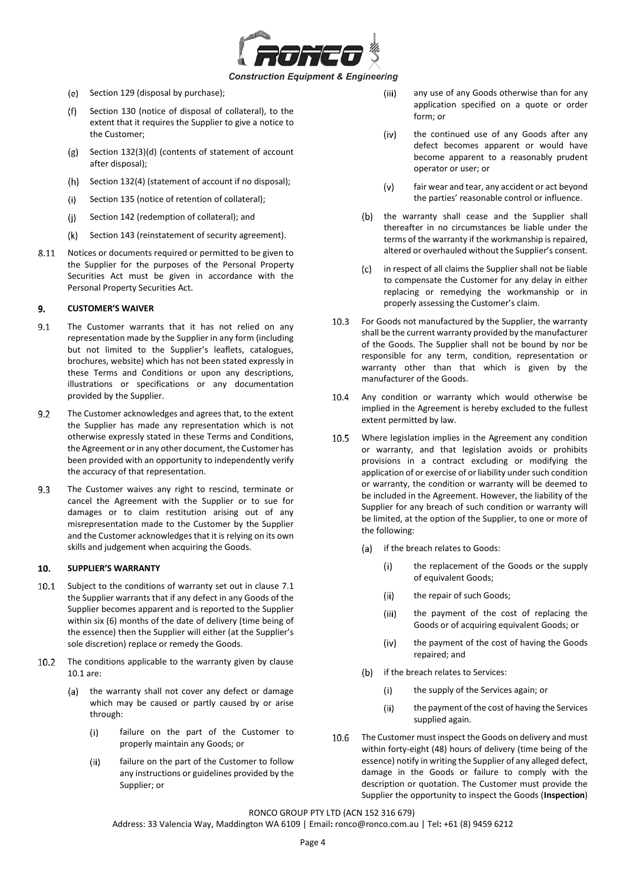(e) Section 129 (disposal by purchase);

(f) Section 130 (notice of disposal of collateral), to the extent that it requires the Supplier to give a notice to the Customer;

(g) Section 132(3)(d) (contents of statement of account after disposal);

(h) Section 132(4) (statement of account if no disposal);

(i) Section 135 (notice of retention of collateral);

(j) Section 142 (redemption of collateral); and

(k) Section 143 (reinstatement of security agreement).

8.11 Notices or documents required or permitted to be given to the Supplier for the purposes of the Personal Property Securities Act must be given in accordance with the Personal Property Securities Act.

## 9. CUSTOMER'S WAIVER

9.1 The Customer warrants that it has not relied on any representation made by the Supplier in any form (including but not limited to the Supplier's leaflets, catalogues, brochures, website) which has not been stated expressly in these Terms and Conditions or upon any descriptions, illustrations or specifications or any documentation provided by the Supplier.

9.2 The Customer acknowledges and agrees that, to the extent the Supplier has made any representation which is not otherwise expressly stated in these Terms and Conditions, the Agreement or in any other document, the Customer has been provided with an opportunity to independently verify the accuracy of that representation.

9.3 The Customer waives any right to rescind, terminate or cancel the Agreement with the Supplier or to sue for damages or to claim restitution arising out of any misrepresentation made to the Customer by the Supplier and the Customer acknowledges that it is relying on its own skills and judgement when acquiring the Goods.

## 10. SUPPLIER'S WARRANTY

10.1 Subject to the conditions of warranty set out in clause 7.1 the Supplier warrants that if any defect in any Goods of the Supplier becomes apparent and is reported to the Supplier within six (6) months of the date of delivery (time being of the essence) then the Supplier will either (at the Supplier's sole discretion) replace or remedy the Goods.

10.2 The conditions applicable to the warranty given by clause 10.1 are:

(a) the warranty shall not cover any defect or damage which may be caused or partly caused by or arise through:

(i) failure on the part of the Customer to properly maintain any Goods; or

(ii) failure on the part of the Customer to follow any instructions or guidelines provided by the Supplier; or

(iii) any use of any Goods otherwise than for any application specified on a quote or order form; or

(iv) the continued use of any Goods after any defect becomes apparent or would have become apparent to a reasonably prudent operator or user; or

(v) fair wear and tear, any accident or act beyond the parties' reasonable control or influence.

(b) the warranty shall cease and the Supplier shall thereafter in no circumstances be liable under the terms of the warranty if the workmanship is repaired, altered or overhauled without the Supplier's consent.

(c) in respect of all claims the Supplier shall not be liable to compensate the Customer for any delay in either replacing or remedying the workmanship or in properly assessing the Customer's claim.

10.3 For Goods not manufactured by the Supplier, the warranty shall be the current warranty provided by the manufacturer of the Goods. The Supplier shall not be bound by nor be responsible for any term, condition, representation or warranty other than that which is given by the manufacturer of the Goods.

10.4 Any condition or warranty which would otherwise be implied in the Agreement is hereby excluded to the fullest extent permitted by law.

10.5 Where legislation implies in the Agreement any condition or warranty, and that legislation avoids or prohibits provisions in a contract excluding or modifying the application of or exercise of or liability under such condition or warranty, the condition or warranty will be deemed to be included in the Agreement. However, the liability of the Supplier for any breach of such condition or warranty will be limited, at the option of the Supplier, to one or more of the following:

(a) if the breach relates to Goods:

(i) the replacement of the Goods or the supply of equivalent Goods;

(ii) the repair of such Goods;

(iii) the payment of the cost of replacing the Goods or of acquiring equivalent Goods; or

(iv) the payment of the cost of having the Goods repaired; and

(b) if the breach relates to Services:

(i) the supply of the Services again; or

(ii) the payment of the cost of having the Services supplied again.

10.6 The Customer must inspect the Goods on delivery and must within forty-eight (48) hours of delivery (time being of the essence) notify in writing the Supplier of any alleged defect, damage in the Goods or failure to comply with the description or quotation. The Customer must provide the Supplier the opportunity to inspect the Goods (**Inspection**)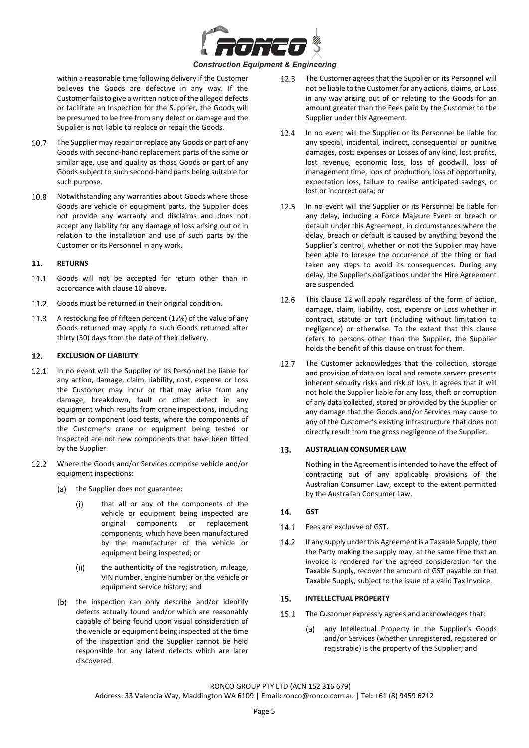within a reasonable time following delivery if the Customer believes the Goods are defective in any way. If the Customer fails to give a written notice of the alleged defects or facilitate an Inspection for the Supplier, the Goods will be presumed to be free from any defect or damage and the Supplier is not liable to replace or repair the Goods.

10.7 The Supplier may repair or replace any Goods or part of any Goods with second-hand replacement parts of the same or similar age, use and quality as those Goods or part of any Goods subject to such second-hand parts being suitable for such purpose.

10.8 Notwithstanding any warranties about Goods where those Goods are vehicle or equipment parts, the Supplier does not provide any warranty and disclaims and does not accept any liability for any damage of loss arising out or in relation to the installation and use of such parts by the Customer or its Personnel in any work.

## 11. RETURNS

11.1 Goods will not be accepted for return other than in accordance with clause 10 above.

11.2 Goods must be returned in their original condition.

11.3 A restocking fee of fifteen percent (15%) of the value of any Goods returned may apply to such Goods returned after thirty (30) days from the date of their delivery.

## 12. EXCLUSION OF LIABILITY

12.1 In no event will the Supplier or its Personnel be liable for any action, damage, claim, liability, cost, expense or Loss the Customer may incur or that may arise from any damage, breakdown, fault or other defect in any equipment which results from crane inspections, including boom or component load tests, where the components of the Customer's crane or equipment being tested or inspected are not new components that have been fitted by the Supplier.

12.2 Where the Goods and/or Services comprise vehicle and/or equipment inspections:

(a) the Supplier does not guarantee:

(i) that all or any of the components of the vehicle or equipment being inspected are original components or replacement components, which have been manufactured by the manufacturer of the vehicle or equipment being inspected; or

(ii) the authenticity of the registration, mileage, VIN number, engine number or the vehicle or equipment service history; and

(b) the inspection can only describe and/or identify defects actually found and/or which are reasonably capable of being found upon visual consideration of the vehicle or equipment being inspected at the time of the inspection and the Supplier cannot be held responsible for any latent defects which are later discovered.

12.3 The Customer agrees that the Supplier or its Personnel will not be liable to the Customer for any actions, claims, or Loss in any way arising out of or relating to the Goods for an amount greater than the Fees paid by the Customer to the Supplier under this Agreement.

12.4 In no event will the Supplier or its Personnel be liable for any special, incidental, indirect, consequential or punitive damages, costs expenses or Losses of any kind, lost profits, lost revenue, economic loss, loss of goodwill, loss of management time, loos of production, loss of opportunity, expectation loss, failure to realise anticipated savings, or lost or incorrect data; or

12.5 In no event will the Supplier or its Personnel be liable for any delay, including a Force Majeure Event or breach or default under this Agreement, in circumstances where the delay, breach or default is caused by anything beyond the Supplier's control, whether or not the Supplier may have been able to foresee the occurrence of the thing or had taken any steps to avoid its consequences. During any delay, the Supplier's obligations under the Hire Agreement are suspended.

12.6 This clause 12 will apply regardless of the form of action, damage, claim, liability, cost, expense or Loss whether in contract, statute or tort (including without limitation to negligence) or otherwise. To the extent that this clause refers to persons other than the Supplier, the Supplier holds the benefit of this clause on trust for them.

12.7 The Customer acknowledges that the collection, storage and provision of data on local and remote servers presents inherent security risks and risk of loss. It agrees that it will not hold the Supplier liable for any loss, theft or corruption of any data collected, stored or provided by the Supplier or any damage that the Goods and/or Services may cause to any of the Customer's existing infrastructure that does not directly result from the gross negligence of the Supplier.

## 13. AUSTRALIAN CONSUMER LAW

Nothing in the Agreement is intended to have the effect of contracting out of any applicable provisions of the Australian Consumer Law, except to the extent permitted by the Australian Consumer Law.

## 14. GST

14.1 Fees are exclusive of GST.

14.2 If any supply under this Agreement is a Taxable Supply, then the Party making the supply may, at the same time that an invoice is rendered for the agreed consideration for the Taxable Supply, recover the amount of GST payable on that Taxable Supply, subject to the issue of a valid Tax Invoice.

## 15. INTELLECTUAL PROPERTY

15.1 The Customer expressly agrees and acknowledges that:

(a) any Intellectual Property in the Supplier's Goods and/or Services (whether unregistered, registered or registrable) is the property of the Supplier; and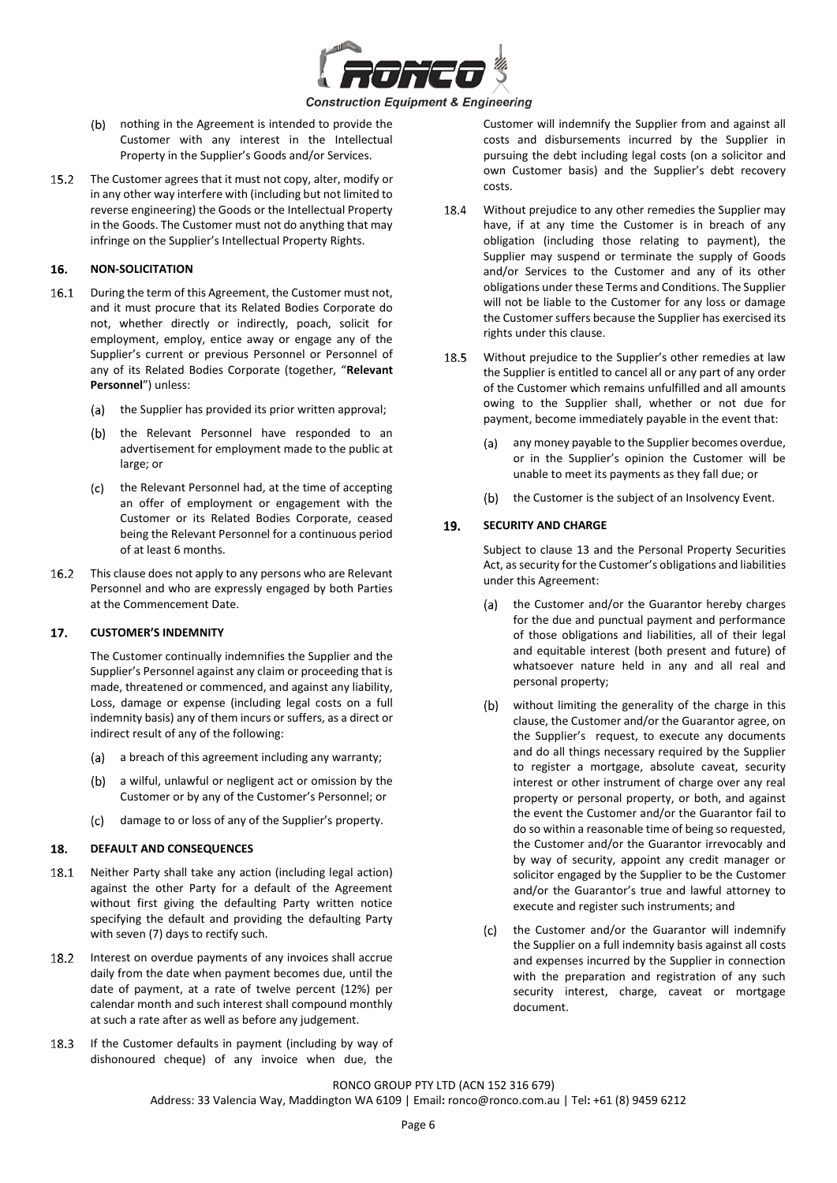(b) nothing in the Agreement is intended to provide the Customer with any interest in the Intellectual Property in the Supplier's Goods and/or Services.

15.2 The Customer agrees that it must not copy, alter, modify or in any other way interfere with (including but not limited to reverse engineering) the Goods or the Intellectual Property in the Goods. The Customer must not do anything that may infringe on the Supplier's Intellectual Property Rights.

## 16. NON-SOLICITATION

16.1 During the term of this Agreement, the Customer must not, and it must procure that its Related Bodies Corporate do not, whether directly or indirectly, poach, solicit for employment, employ, entice away or engage any of the Supplier's current or previous Personnel or Personnel of any of its Related Bodies Corporate (together, "**Relevant Personnel**") unless:

(a) the Supplier has provided its prior written approval;

(b) the Relevant Personnel have responded to an advertisement for employment made to the public at large; or

(c) the Relevant Personnel had, at the time of accepting an offer of employment or engagement with the Customer or its Related Bodies Corporate, ceased being the Relevant Personnel for a continuous period of at least 6 months.

16.2 This clause does not apply to any persons who are Relevant Personnel and who are expressly engaged by both Parties at the Commencement Date.

## 17. CUSTOMER'S INDEMNITY

The Customer continually indemnifies the Supplier and the Supplier's Personnel against any claim or proceeding that is made, threatened or commenced, and against any liability, Loss, damage or expense (including legal costs on a full indemnity basis) any of them incurs or suffers, as a direct or indirect result of any of the following:

(a) a breach of this agreement including any warranty;

(b) a wilful, unlawful or negligent act or omission by the Customer or by any of the Customer's Personnel; or

(c) damage to or loss of any of the Supplier's property.

## 18. DEFAULT AND CONSEQUENCES

18.1 Neither Party shall take any action (including legal action) against the other Party for a default of the Agreement without first giving the defaulting Party written notice specifying the default and providing the defaulting Party with seven (7) days to rectify such.

18.2 Interest on overdue payments of any invoices shall accrue daily from the date when payment becomes due, until the date of payment, at a rate of twelve percent (12%) per calendar month and such interest shall compound monthly at such a rate after as well as before any judgement.

18.3 If the Customer defaults in payment (including by way of dishonoured cheque) of any invoice when due, the Customer will indemnify the Supplier from and against all costs and disbursements incurred by the Supplier in pursuing the debt including legal costs (on a solicitor and own Customer basis) and the Supplier's debt recovery costs.

18.4 Without prejudice to any other remedies the Supplier may have, if at any time the Customer is in breach of any obligation (including those relating to payment), the Supplier may suspend or terminate the supply of Goods and/or Services to the Customer and any of its other obligations under these Terms and Conditions. The Supplier will not be liable to the Customer for any loss or damage the Customer suffers because the Supplier has exercised its rights under this clause.

18.5 Without prejudice to the Supplier's other remedies at law the Supplier is entitled to cancel all or any part of any order of the Customer which remains unfulfilled and all amounts owing to the Supplier shall, whether or not due for payment, become immediately payable in the event that:

(a) any money payable to the Supplier becomes overdue, or in the Supplier's opinion the Customer will be unable to meet its payments as they fall due; or

(b) the Customer is the subject of an Insolvency Event.

## 19. SECURITY AND CHARGE

Subject to clause 13 and the Personal Property Securities Act, as security for the Customer's obligations and liabilities under this Agreement:

(a) the Customer and/or the Guarantor hereby charges for the due and punctual payment and performance of those obligations and liabilities, all of their legal and equitable interest (both present and future) of whatsoever nature held in any and all real and personal property;

(b) without limiting the generality of the charge in this clause, the Customer and/or the Guarantor agree, on the Supplier's request, to execute any documents and do all things necessary required by the Supplier to register a mortgage, absolute caveat, security interest or other instrument of charge over any real property or personal property, or both, and against the event the Customer and/or the Guarantor fail to do so within a reasonable time of being so requested, the Customer and/or the Guarantor irrevocably and by way of security, appoint any credit manager or solicitor engaged by the Supplier to be the Customer and/or the Guarantor's true and lawful attorney to execute and register such instruments; and

(c) the Customer and/or the Guarantor will indemnify the Supplier on a full indemnity basis against all costs and expenses incurred by the Supplier in connection with the preparation and registration of any such security interest, charge, caveat or mortgage document.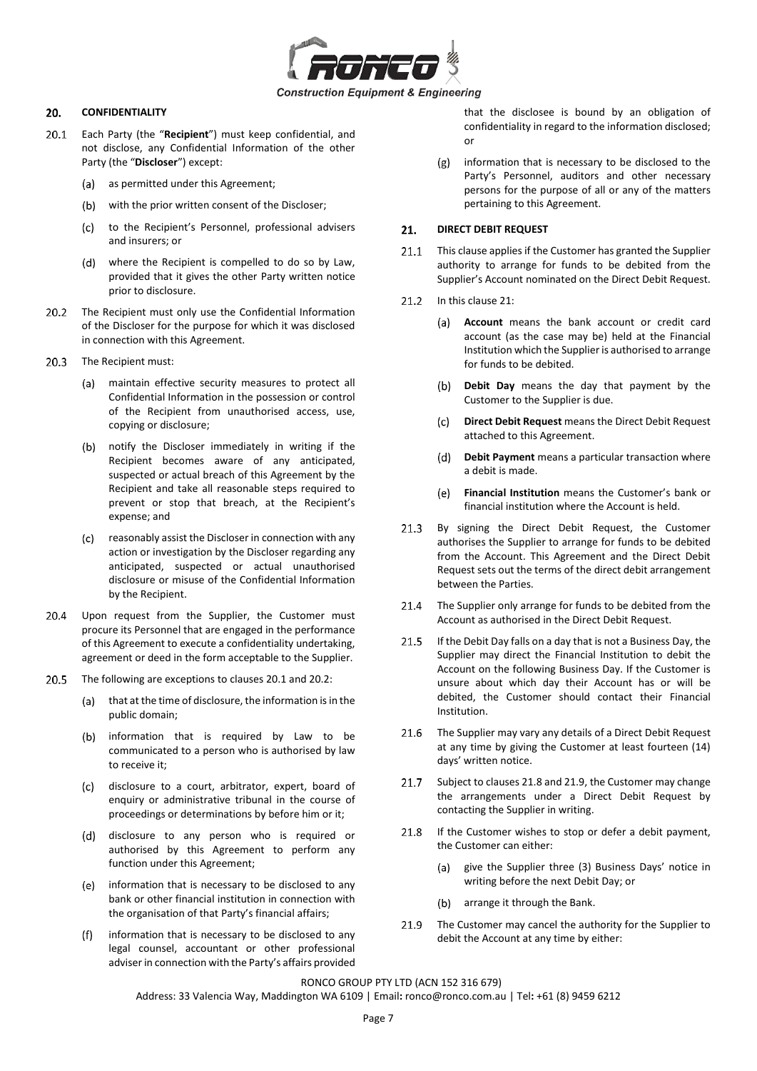## 20. CONFIDENTIALITY

20.1 Each Party (the "**Recipient**") must keep confidential, and not disclose, any Confidential Information of the other Party (the "**Discloser**") except:

(a) as permitted under this Agreement;

(b) with the prior written consent of the Discloser;

(c) to the Recipient's Personnel, professional advisers and insurers; or

(d) where the Recipient is compelled to do so by Law, provided that it gives the other Party written notice prior to disclosure.

20.2 The Recipient must only use the Confidential Information of the Discloser for the purpose for which it was disclosed in connection with this Agreement.

20.3 The Recipient must:

(a) maintain effective security measures to protect all Confidential Information in the possession or control of the Recipient from unauthorised access, use, copying or disclosure;

(b) notify the Discloser immediately in writing if the Recipient becomes aware of any anticipated, suspected or actual breach of this Agreement by the Recipient and take all reasonable steps required to prevent or stop that breach, at the Recipient's expense; and

(c) reasonably assist the Discloser in connection with any action or investigation by the Discloser regarding any anticipated, suspected or actual unauthorised disclosure or misuse of the Confidential Information by the Recipient.

20.4 Upon request from the Supplier, the Customer must procure its Personnel that are engaged in the performance of this Agreement to execute a confidentiality undertaking, agreement or deed in the form acceptable to the Supplier.

20.5 The following are exceptions to clauses 20.1 and 20.2:

(a) that at the time of disclosure, the information is in the public domain;

(b) information that is required by Law to be communicated to a person who is authorised by law to receive it;

(c) disclosure to a court, arbitrator, expert, board of enquiry or administrative tribunal in the course of proceedings or determinations by before him or it;

(d) disclosure to any person who is required or authorised by this Agreement to perform any function under this Agreement;

(e) information that is necessary to be disclosed to any bank or other financial institution in connection with the organisation of that Party's financial affairs;

(f) information that is necessary to be disclosed to any legal counsel, accountant or other professional adviser in connection with the Party's affairs provided that the disclosee is bound by an obligation of confidentiality in regard to the information disclosed; or

(g) information that is necessary to be disclosed to the Party's Personnel, auditors and other necessary persons for the purpose of all or any of the matters pertaining to this Agreement.

## 21. DIRECT DEBIT REQUEST

21.1 This clause applies if the Customer has granted the Supplier authority to arrange for funds to be debited from the Supplier's Account nominated on the Direct Debit Request.

21.2 In this clause 21:

(a) **Account** means the bank account or credit card account (as the case may be) held at the Financial Institution which the Supplier is authorised to arrange for funds to be debited.

(b) **Debit Day** means the day that payment by the Customer to the Supplier is due.

(c) **Direct Debit Request** means the Direct Debit Request attached to this Agreement.

(d) **Debit Payment** means a particular transaction where a debit is made.

(e) **Financial Institution** means the Customer's bank or financial institution where the Account is held.

21.3 By signing the Direct Debit Request, the Customer authorises the Supplier to arrange for funds to be debited from the Account. This Agreement and the Direct Debit Request sets out the terms of the direct debit arrangement between the Parties.

21.4 The Supplier only arrange for funds to be debited from the Account as authorised in the Direct Debit Request.

21.5 If the Debit Day falls on a day that is not a Business Day, the Supplier may direct the Financial Institution to debit the Account on the following Business Day. If the Customer is unsure about which day their Account has or will be debited, the Customer should contact their Financial Institution.

21.6 The Supplier may vary any details of a Direct Debit Request at any time by giving the Customer at least fourteen (14) days' written notice.

21.7 Subject to clauses 21.8 and 21.9, the Customer may change the arrangements under a Direct Debit Request by contacting the Supplier in writing.

21.8 If the Customer wishes to stop or defer a debit payment, the Customer can either:

(a) give the Supplier three (3) Business Days' notice in writing before the next Debit Day; or

(b) arrange it through the Bank.

21.9 The Customer may cancel the authority for the Supplier to debit the Account at any time by either: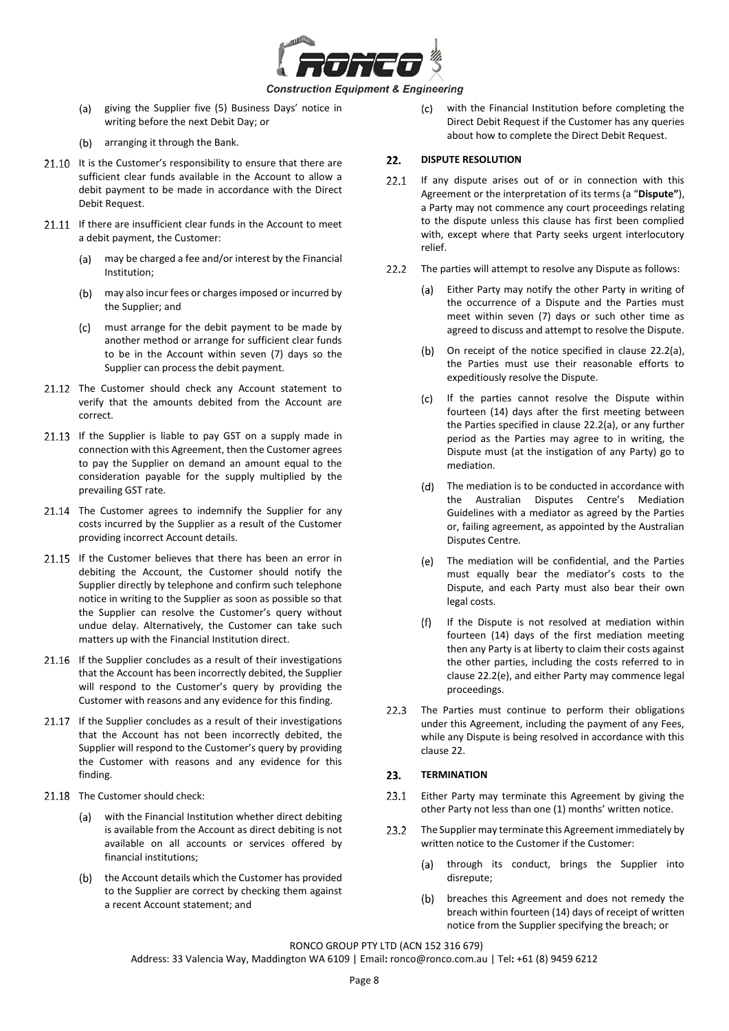(a) giving the Supplier five (5) Business Days' notice in writing before the next Debit Day; or

(b) arranging it through the Bank.

21.10 It is the Customer's responsibility to ensure that there are sufficient clear funds available in the Account to allow a debit payment to be made in accordance with the Direct Debit Request.

21.11 If there are insufficient clear funds in the Account to meet a debit payment, the Customer:

(a) may be charged a fee and/or interest by the Financial Institution;

(b) may also incur fees or charges imposed or incurred by the Supplier; and

(c) must arrange for the debit payment to be made by another method or arrange for sufficient clear funds to be in the Account within seven (7) days so the Supplier can process the debit payment.

21.12 The Customer should check any Account statement to verify that the amounts debited from the Account are correct.

21.13 If the Supplier is liable to pay GST on a supply made in connection with this Agreement, then the Customer agrees to pay the Supplier on demand an amount equal to the consideration payable for the supply multiplied by the prevailing GST rate.

21.14 The Customer agrees to indemnify the Supplier for any costs incurred by the Supplier as a result of the Customer providing incorrect Account details.

21.15 If the Customer believes that there has been an error in debiting the Account, the Customer should notify the Supplier directly by telephone and confirm such telephone notice in writing to the Supplier as soon as possible so that the Supplier can resolve the Customer's query without undue delay. Alternatively, the Customer can take such matters up with the Financial Institution direct.

21.16 If the Supplier concludes as a result of their investigations that the Account has been incorrectly debited, the Supplier will respond to the Customer's query by providing the Customer with reasons and any evidence for this finding.

21.17 If the Supplier concludes as a result of their investigations that the Account has not been incorrectly debited, the Supplier will respond to the Customer's query by providing the Customer with reasons and any evidence for this finding.

21.18 The Customer should check:

(a) with the Financial Institution whether direct debiting is available from the Account as direct debiting is not available on all accounts or services offered by financial institutions;

(b) the Account details which the Customer has provided to the Supplier are correct by checking them against a recent Account statement; and

(c) with the Financial Institution before completing the Direct Debit Request if the Customer has any queries about how to complete the Direct Debit Request.

## 22. DISPUTE RESOLUTION

22.1 If any dispute arises out of or in connection with this Agreement or the interpretation of its terms (a "**Dispute"**), a Party may not commence any court proceedings relating to the dispute unless this clause has first been complied with, except where that Party seeks urgent interlocutory relief.

22.2 The parties will attempt to resolve any Dispute as follows:

(a) Either Party may notify the other Party in writing of the occurrence of a Dispute and the Parties must meet within seven (7) days or such other time as agreed to discuss and attempt to resolve the Dispute.

(b) On receipt of the notice specified in clause 22.2(a), the Parties must use their reasonable efforts to expeditiously resolve the Dispute.

(c) If the parties cannot resolve the Dispute within fourteen (14) days after the first meeting between the Parties specified in clause 22.2(a), or any further period as the Parties may agree to in writing, the Dispute must (at the instigation of any Party) go to mediation.

(d) The mediation is to be conducted in accordance with the Australian Disputes Centre's Mediation Guidelines with a mediator as agreed by the Parties or, failing agreement, as appointed by the Australian Disputes Centre.

(e) The mediation will be confidential, and the Parties must equally bear the mediator's costs to the Dispute, and each Party must also bear their own legal costs.

(f) If the Dispute is not resolved at mediation within fourteen (14) days of the first mediation meeting then any Party is at liberty to claim their costs against the other parties, including the costs referred to in clause 22.2(e), and either Party may commence legal proceedings.

22.3 The Parties must continue to perform their obligations under this Agreement, including the payment of any Fees, while any Dispute is being resolved in accordance with this clause 22.

## 23. TERMINATION

23.1 Either Party may terminate this Agreement by giving the other Party not less than one (1) months' written notice.

23.2 The Supplier may terminate this Agreement immediately by written notice to the Customer if the Customer:

(a) through its conduct, brings the Supplier into disrepute;

(b) breaches this Agreement and does not remedy the breach within fourteen (14) days of receipt of written notice from the Supplier specifying the breach; or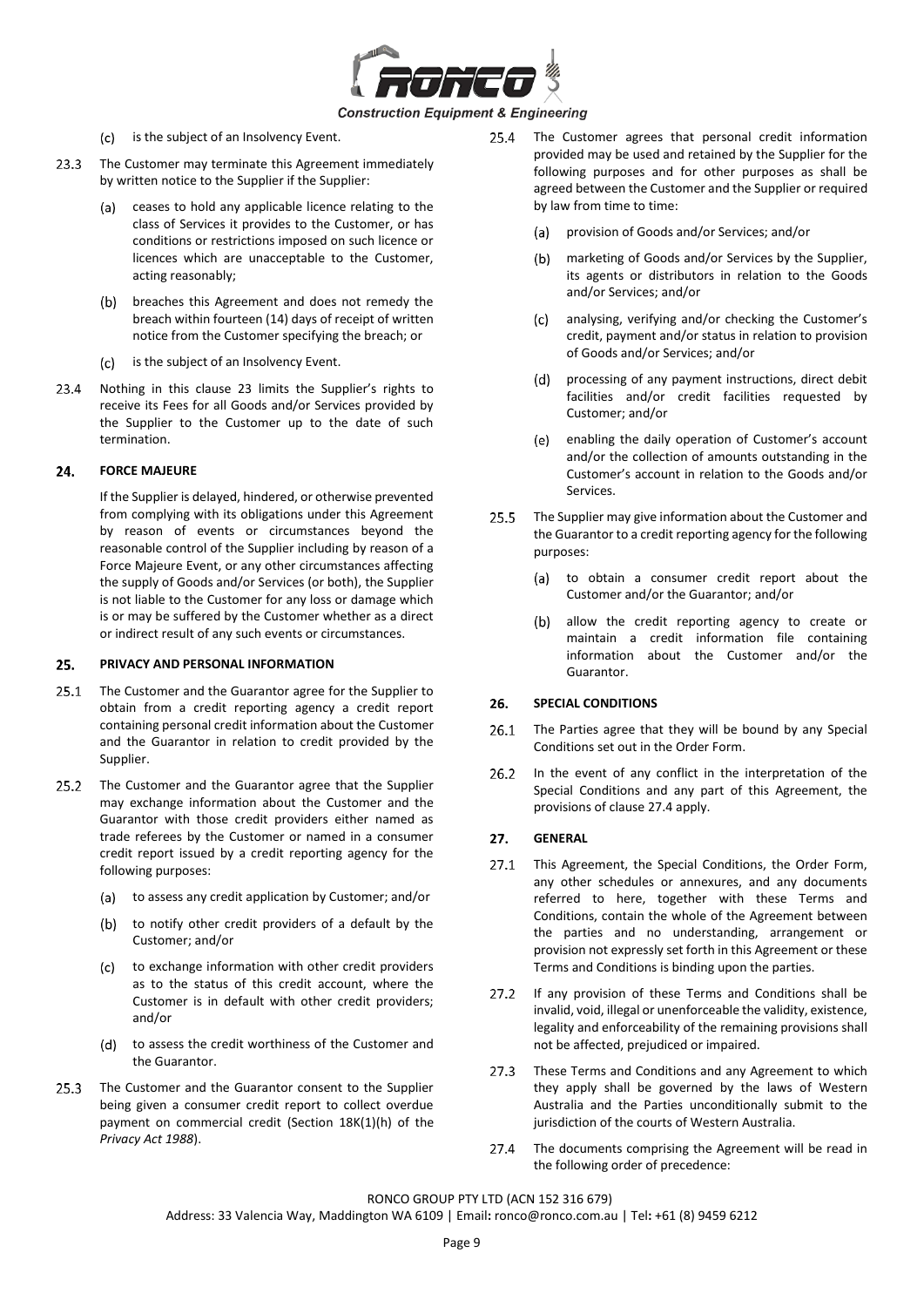(c) is the subject of an Insolvency Event.

23.3 The Customer may terminate this Agreement immediately by written notice to the Supplier if the Supplier:

(a) ceases to hold any applicable licence relating to the class of Services it provides to the Customer, or has conditions or restrictions imposed on such licence or licences which are unacceptable to the Customer, acting reasonably;

(b) breaches this Agreement and does not remedy the breach within fourteen (14) days of receipt of written notice from the Customer specifying the breach; or

(c) is the subject of an Insolvency Event.

23.4 Nothing in this clause 23 limits the Supplier's rights to receive its Fees for all Goods and/or Services provided by the Supplier to the Customer up to the date of such termination.

## 24. FORCE MAJEURE

If the Supplier is delayed, hindered, or otherwise prevented from complying with its obligations under this Agreement by reason of events or circumstances beyond the reasonable control of the Supplier including by reason of a Force Majeure Event, or any other circumstances affecting the supply of Goods and/or Services (or both), the Supplier is not liable to the Customer for any loss or damage which is or may be suffered by the Customer whether as a direct or indirect result of any such events or circumstances.

## 25. PRIVACY AND PERSONAL INFORMATION

25.1 The Customer and the Guarantor agree for the Supplier to obtain from a credit reporting agency a credit report containing personal credit information about the Customer and the Guarantor in relation to credit provided by the Supplier.

25.2 The Customer and the Guarantor agree that the Supplier may exchange information about the Customer and the Guarantor with those credit providers either named as trade referees by the Customer or named in a consumer credit report issued by a credit reporting agency for the following purposes:

(a) to assess any credit application by Customer; and/or

(b) to notify other credit providers of a default by the Customer; and/or

(c) to exchange information with other credit providers as to the status of this credit account, where the Customer is in default with other credit providers; and/or

(d) to assess the credit worthiness of the Customer and the Guarantor.

25.3 The Customer and the Guarantor consent to the Supplier being given a consumer credit report to collect overdue payment on commercial credit (Section 18K(1)(h) of the *Privacy Act 1988*).

25.4 The Customer agrees that personal credit information provided may be used and retained by the Supplier for the following purposes and for other purposes as shall be agreed between the Customer and the Supplier or required by law from time to time:

(a) provision of Goods and/or Services; and/or

(b) marketing of Goods and/or Services by the Supplier, its agents or distributors in relation to the Goods and/or Services; and/or

(c) analysing, verifying and/or checking the Customer's credit, payment and/or status in relation to provision of Goods and/or Services; and/or

(d) processing of any payment instructions, direct debit facilities and/or credit facilities requested by Customer; and/or

(e) enabling the daily operation of Customer's account and/or the collection of amounts outstanding in the Customer's account in relation to the Goods and/or Services.

25.5 The Supplier may give information about the Customer and the Guarantor to a credit reporting agency for the following purposes:

(a) to obtain a consumer credit report about the Customer and/or the Guarantor; and/or

(b) allow the credit reporting agency to create or maintain a credit information file containing information about the Customer and/or the Guarantor.

## 26. SPECIAL CONDITIONS

26.1 The Parties agree that they will be bound by any Special Conditions set out in the Order Form.

26.2 In the event of any conflict in the interpretation of the Special Conditions and any part of this Agreement, the provisions of clause 27.4 apply.

## 27. GENERAL

27.1 This Agreement, the Special Conditions, the Order Form, any other schedules or annexures, and any documents referred to here, together with these Terms and Conditions, contain the whole of the Agreement between the parties and no understanding, arrangement or provision not expressly set forth in this Agreement or these Terms and Conditions is binding upon the parties.

27.2 If any provision of these Terms and Conditions shall be invalid, void, illegal or unenforceable the validity, existence, legality and enforceability of the remaining provisions shall not be affected, prejudiced or impaired.

27.3 These Terms and Conditions and any Agreement to which they apply shall be governed by the laws of Western Australia and the Parties unconditionally submit to the jurisdiction of the courts of Western Australia.

27.4 The documents comprising the Agreement will be read in the following order of precedence: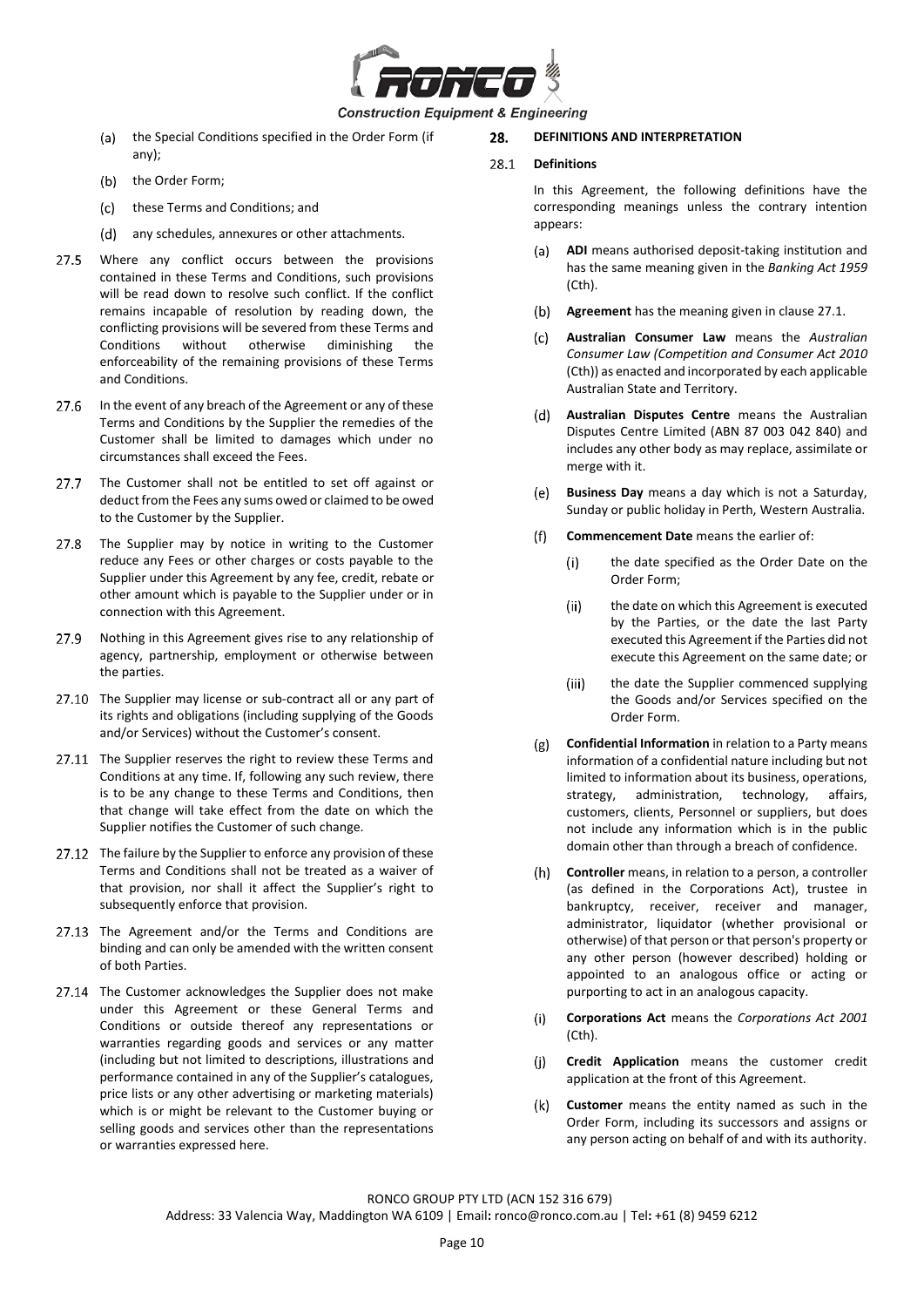(a) the Special Conditions specified in the Order Form (if any);

(b) the Order Form;

(c) these Terms and Conditions; and

(d) any schedules, annexures or other attachments.

27.5 Where any conflict occurs between the provisions contained in these Terms and Conditions, such provisions will be read down to resolve such conflict. If the conflict remains incapable of resolution by reading down, the conflicting provisions will be severed from these Terms and Conditions without otherwise diminishing the enforceability of the remaining provisions of these Terms and Conditions.

27.6 In the event of any breach of the Agreement or any of these Terms and Conditions by the Supplier the remedies of the Customer shall be limited to damages which under no circumstances shall exceed the Fees.

27.7 The Customer shall not be entitled to set off against or deduct from the Fees any sums owed or claimed to be owed to the Customer by the Supplier.

27.8 The Supplier may by notice in writing to the Customer reduce any Fees or other charges or costs payable to the Supplier under this Agreement by any fee, credit, rebate or other amount which is payable to the Supplier under or in connection with this Agreement.

27.9 Nothing in this Agreement gives rise to any relationship of agency, partnership, employment or otherwise between the parties.

27.10 The Supplier may license or sub-contract all or any part of its rights and obligations (including supplying of the Goods and/or Services) without the Customer's consent.

27.11 The Supplier reserves the right to review these Terms and Conditions at any time. If, following any such review, there is to be any change to these Terms and Conditions, then that change will take effect from the date on which the Supplier notifies the Customer of such change.

27.12 The failure by the Supplier to enforce any provision of these Terms and Conditions shall not be treated as a waiver of that provision, nor shall it affect the Supplier's right to subsequently enforce that provision.

27.13 The Agreement and/or the Terms and Conditions are binding and can only be amended with the written consent of both Parties.

27.14 The Customer acknowledges the Supplier does not make under this Agreement or these General Terms and Conditions or outside thereof any representations or warranties regarding goods and services or any matter (including but not limited to descriptions, illustrations and performance contained in any of the Supplier's catalogues, price lists or any other advertising or marketing materials) which is or might be relevant to the Customer buying or selling goods and services other than the representations or warranties expressed here.

## 28. DEFINITIONS AND INTERPRETATION

### 28.1 Definitions

In this Agreement, the following definitions have the corresponding meanings unless the contrary intention appears:

(a) **ADI** means authorised deposit-taking institution and has the same meaning given in the *Banking Act 1959* (Cth).

(b) **Agreement** has the meaning given in clause 27.1.

(c) **Australian Consumer Law** means the *Australian Consumer Law (Competition and Consumer Act 2010* (Cth)) as enacted and incorporated by each applicable Australian State and Territory.

(d) **Australian Disputes Centre** means the Australian Disputes Centre Limited (ABN 87 003 042 840) and includes any other body as may replace, assimilate or merge with it.

(e) **Business Day** means a day which is not a Saturday, Sunday or public holiday in Perth, Western Australia.

(f) **Commencement Date** means the earlier of:

(i) the date specified as the Order Date on the Order Form;

(ii) the date on which this Agreement is executed by the Parties, or the date the last Party executed this Agreement if the Parties did not execute this Agreement on the same date; or

(iii) the date the Supplier commenced supplying the Goods and/or Services specified on the Order Form.

(g) **Confidential Information** in relation to a Party means information of a confidential nature including but not limited to information about its business, operations, strategy, administration, technology, affairs, customers, clients, Personnel or suppliers, but does not include any information which is in the public domain other than through a breach of confidence.

(h) **Controller** means, in relation to a person, a controller (as defined in the Corporations Act), trustee in bankruptcy, receiver, receiver and manager, administrator, liquidator (whether provisional or otherwise) of that person or that person's property or any other person (however described) holding or appointed to an analogous office or acting or purporting to act in an analogous capacity.

(i) **Corporations Act** means the *Corporations Act 2001* (Cth).

(j) **Credit Application** means the customer credit application at the front of this Agreement.

(k) **Customer** means the entity named as such in the Order Form, including its successors and assigns or any person acting on behalf of and with its authority.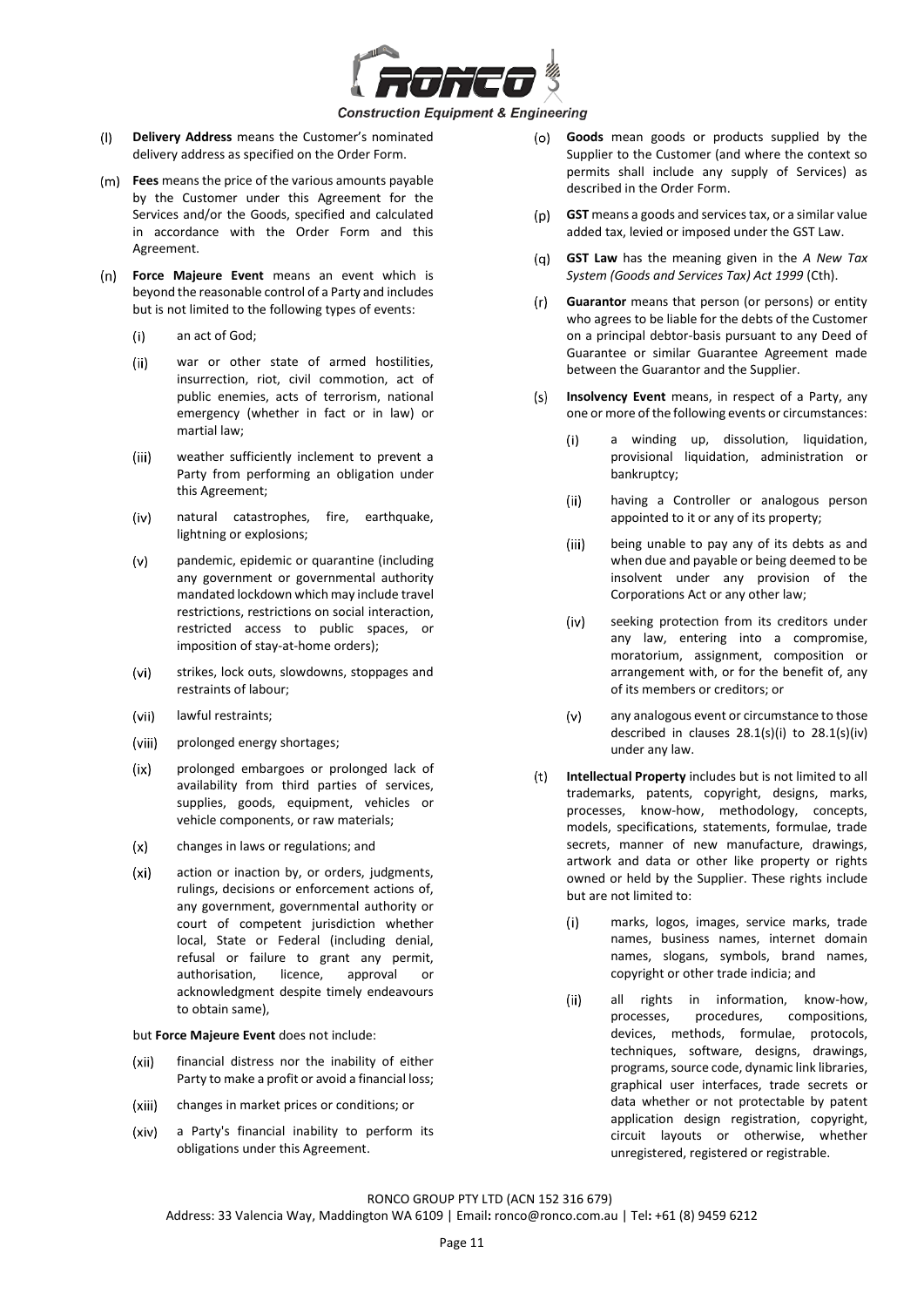(l) **Delivery Address** means the Customer's nominated delivery address as specified on the Order Form.

(m) **Fees** means the price of the various amounts payable by the Customer under this Agreement for the Services and/or the Goods, specified and calculated in accordance with the Order Form and this Agreement.

(n) **Force Majeure Event** means an event which is beyond the reasonable control of a Party and includes but is not limited to the following types of events:

   (i) an act of God;

   (ii) war or other state of armed hostilities, insurrection, riot, civil commotion, act of public enemies, acts of terrorism, national emergency (whether in fact or in law) or martial law;

   (iii) weather sufficiently inclement to prevent a Party from performing an obligation under this Agreement;

   (iv) natural catastrophes, fire, earthquake, lightning or explosions;

   (v) pandemic, epidemic or quarantine (including any government or governmental authority mandated lockdown which may include travel restrictions, restrictions on social interaction, restricted access to public spaces, or imposition of stay-at-home orders);

   (vi) strikes, lock outs, slowdowns, stoppages and restraints of labour;

   (vii) lawful restraints;

   (viii) prolonged energy shortages;

   (ix) prolonged embargoes or prolonged lack of availability from third parties of services, supplies, goods, equipment, vehicles or vehicle components, or raw materials;

   (x) changes in laws or regulations; and

   (xi) action or inaction by, or orders, judgments, rulings, decisions or enforcement actions of, any government, governmental authority or court of competent jurisdiction whether local, State or Federal (including denial, refusal or failure to grant any permit, authorisation, licence, approval or acknowledgment despite timely endeavours to obtain same),

   but **Force Majeure Event** does not include:

   (xii) financial distress nor the inability of either Party to make a profit or avoid a financial loss;

   (xiii) changes in market prices or conditions; or

   (xiv) a Party's financial inability to perform its obligations under this Agreement.

(o) **Goods** mean goods or products supplied by the Supplier to the Customer (and where the context so permits shall include any supply of Services) as described in the Order Form.

(p) **GST** means a goods and services tax, or a similar value added tax, levied or imposed under the GST Law.

(q) **GST Law** has the meaning given in the *A New Tax System (Goods and Services Tax) Act 1999* (Cth).

(r) **Guarantor** means that person (or persons) or entity who agrees to be liable for the debts of the Customer on a principal debtor-basis pursuant to any Deed of Guarantee or similar Guarantee Agreement made between the Guarantor and the Supplier.

(s) **Insolvency Event** means, in respect of a Party, any one or more of the following events or circumstances:

   (i) a winding up, dissolution, liquidation, provisional liquidation, administration or bankruptcy;

   (ii) having a Controller or analogous person appointed to it or any of its property;

   (iii) being unable to pay any of its debts as and when due and payable or being deemed to be insolvent under any provision of the Corporations Act or any other law;

   (iv) seeking protection from its creditors under any law, entering into a compromise, moratorium, assignment, composition or arrangement with, or for the benefit of, any of its members or creditors; or

   (v) any analogous event or circumstance to those described in clauses 28.1(s)(i) to 28.1(s)(iv) under any law.

(t) **Intellectual Property** includes but is not limited to all trademarks, patents, copyright, designs, marks, processes, know-how, methodology, concepts, models, specifications, statements, formulae, trade secrets, manner of new manufacture, drawings, artwork and data or other like property or rights owned or held by the Supplier. These rights include but are not limited to:

   (i) marks, logos, images, service marks, trade names, business names, internet domain names, slogans, symbols, brand names, copyright or other trade indicia; and

   (ii) all rights in information, know-how, processes, procedures, compositions, devices, methods, formulae, protocols, techniques, software, designs, drawings, programs, source code, dynamic link libraries, graphical user interfaces, trade secrets or data whether or not protectable by patent application design registration, copyright, circuit layouts or otherwise, whether unregistered, registered or registrable.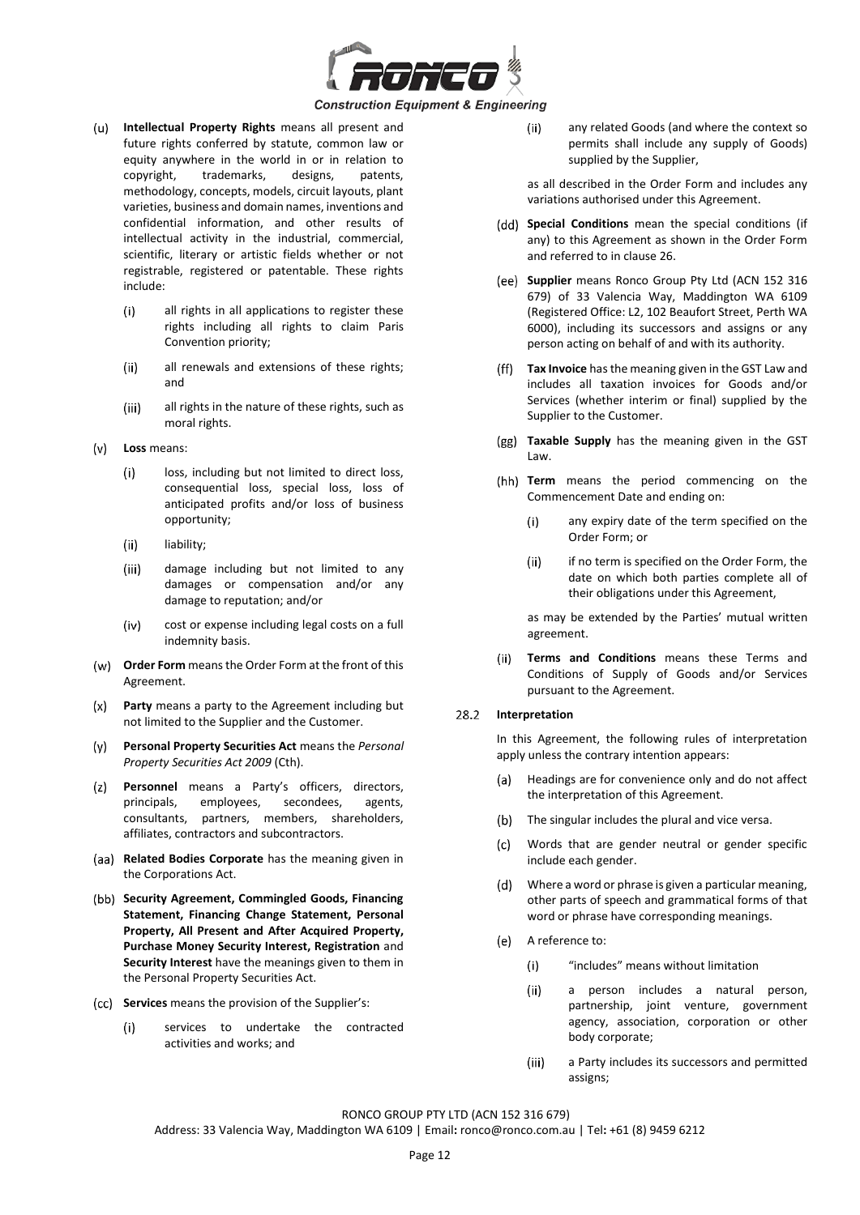(u) **Intellectual Property Rights** means all present and future rights conferred by statute, common law or equity anywhere in the world in or in relation to copyright, trademarks, designs, patents, methodology, concepts, models, circuit layouts, plant varieties, business and domain names, inventions and confidential information, and other results of intellectual activity in the industrial, commercial, scientific, literary or artistic fields whether or not registrable, registered or patentable. These rights include:

  (i) all rights in all applications to register these rights including all rights to claim Paris Convention priority;

  (ii) all renewals and extensions of these rights; and

  (iii) all rights in the nature of these rights, such as moral rights.

(v) **Loss** means:

  (i) loss, including but not limited to direct loss, consequential loss, special loss, loss of anticipated profits and/or loss of business opportunity;

  (ii) liability;

  (iii) damage including but not limited to any damages or compensation and/or any damage to reputation; and/or

  (iv) cost or expense including legal costs on a full indemnity basis.

(w) **Order Form** means the Order Form at the front of this Agreement.

(x) **Party** means a party to the Agreement including but not limited to the Supplier and the Customer.

(y) **Personal Property Securities Act** means the *Personal Property Securities Act 2009* (Cth).

(z) **Personnel** means a Party's officers, directors, principals, employees, secondees, agents, consultants, partners, members, shareholders, affiliates, contractors and subcontractors.

(aa) **Related Bodies Corporate** has the meaning given in the Corporations Act.

(bb) **Security Agreement, Commingled Goods, Financing Statement, Financing Change Statement, Personal Property, All Present and After Acquired Property, Purchase Money Security Interest, Registration** and **Security Interest** have the meanings given to them in the Personal Property Securities Act.

(cc) **Services** means the provision of the Supplier's:

  (i) services to undertake the contracted activities and works; and

  (ii) any related Goods (and where the context so permits shall include any supply of Goods) supplied by the Supplier,

  as all described in the Order Form and includes any variations authorised under this Agreement.

(dd) **Special Conditions** mean the special conditions (if any) to this Agreement as shown in the Order Form and referred to in clause 26.

(ee) **Supplier** means Ronco Group Pty Ltd (ACN 152 316 679) of 33 Valencia Way, Maddington WA 6109 (Registered Office: L2, 102 Beaufort Street, Perth WA 6000), including its successors and assigns or any person acting on behalf of and with its authority.

(ff) **Tax Invoice** has the meaning given in the GST Law and includes all taxation invoices for Goods and/or Services (whether interim or final) supplied by the Supplier to the Customer.

(gg) **Taxable Supply** has the meaning given in the GST Law.

(hh) **Term** means the period commencing on the Commencement Date and ending on:

  (i) any expiry date of the term specified on the Order Form; or

  (ii) if no term is specified on the Order Form, the date on which both parties complete all of their obligations under this Agreement,

  as may be extended by the Parties' mutual written agreement.

(ii) **Terms and Conditions** means these Terms and Conditions of Supply of Goods and/or Services pursuant to the Agreement.

### 28.2 Interpretation

In this Agreement, the following rules of interpretation apply unless the contrary intention appears:

(a) Headings are for convenience only and do not affect the interpretation of this Agreement.

(b) The singular includes the plural and vice versa.

(c) Words that are gender neutral or gender specific include each gender.

(d) Where a word or phrase is given a particular meaning, other parts of speech and grammatical forms of that word or phrase have corresponding meanings.

(e) A reference to:

  (i) "includes" means without limitation

  (ii) a person includes a natural person, partnership, joint venture, government agency, association, corporation or other body corporate;

  (iii) a Party includes its successors and permitted assigns;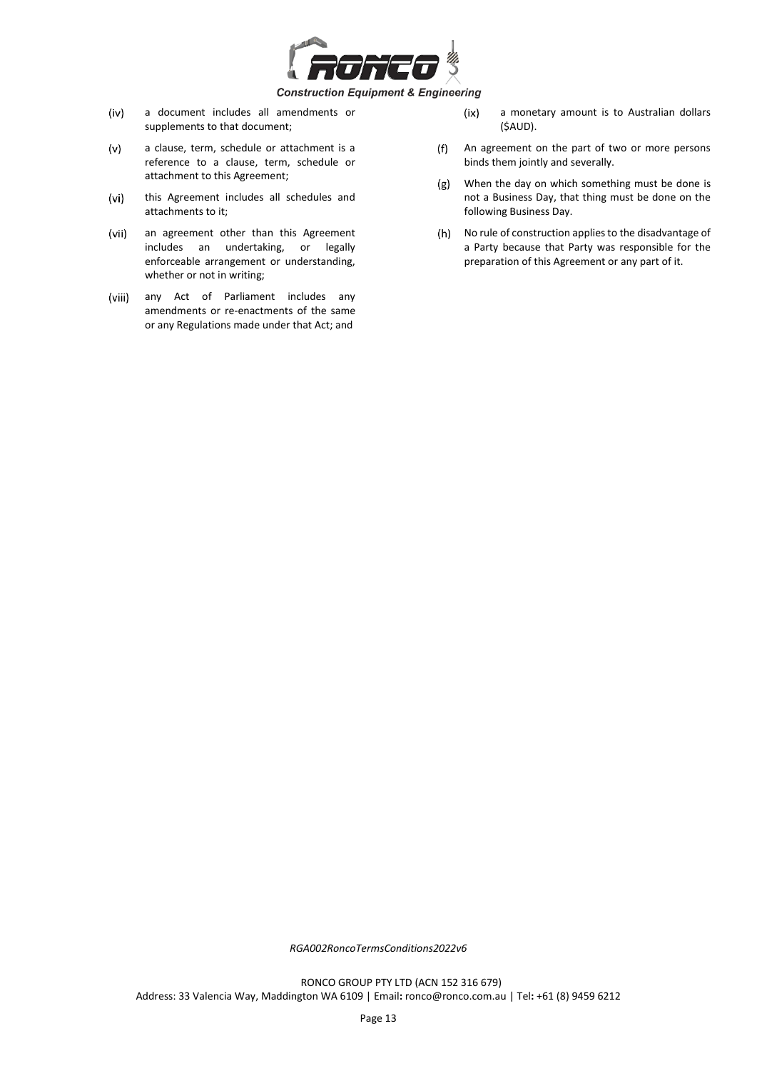(iv) a document includes all amendments or supplements to that document;

(v) a clause, term, schedule or attachment is a reference to a clause, term, schedule or attachment to this Agreement;

(vi) this Agreement includes all schedules and attachments to it;

(vii) an agreement other than this Agreement includes an undertaking, or legally enforceable arrangement or understanding, whether or not in writing;

(viii) any Act of Parliament includes any amendments or re-enactments of the same or any Regulations made under that Act; and

(ix) a monetary amount is to Australian dollars ($AUD).

(f) An agreement on the part of two or more persons binds them jointly and severally.

(g) When the day on which something must be done is not a Business Day, that thing must be done on the following Business Day.

(h) No rule of construction applies to the disadvantage of a Party because that Party was responsible for the preparation of this Agreement or any part of it.